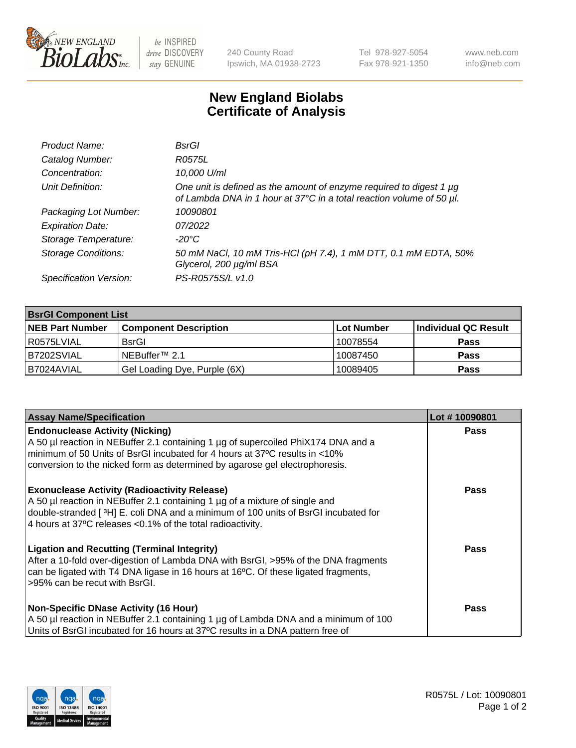New England BioLabs Inc. — be INSPIRED drive DISCOVERY stay GENUINE

240 County Road
Ipswich, MA 01938-2723

Tel 978-927-5054
Fax 978-921-1350

www.neb.com
info@neb.com

# New England Biolabs
# Certificate of Analysis

| | |
|---|---|
| *Product Name:* | *BsrGI* |
| *Catalog Number:* | *R0575L* |
| *Concentration:* | *10,000 U/ml* |
| *Unit Definition:* | *One unit is defined as the amount of enzyme required to digest 1 µg of Lambda DNA in 1 hour at 37°C in a total reaction volume of 50 µl.* |
| *Packaging Lot Number:* | *10090801* |
| *Expiration Date:* | *07/2022* |
| *Storage Temperature:* | *-20°C* |
| *Storage Conditions:* | *50 mM NaCl, 10 mM Tris-HCl (pH 7.4), 1 mM DTT, 0.1 mM EDTA, 50% Glycerol, 200 µg/ml BSA* |
| *Specification Version:* | *PS-R0575S/L v1.0* |

| **BsrGI Component List** | | | |
|---|---|---|---|
| **NEB Part Number** | **Component Description** | **Lot Number** | **Individual QC Result** |
| R0575LVIAL | BsrGI | 10078554 | **Pass** |
| B7202SVIAL | NEBuffer™ 2.1 | 10087450 | **Pass** |
| B7024AVIAL | Gel Loading Dye, Purple (6X) | 10089405 | **Pass** |

| **Assay Name/Specification** | **Lot # 10090801** |
|---|---|
| **Endonuclease Activity (Nicking)** A 50 µl reaction in NEBuffer 2.1 containing 1 µg of supercoiled PhiX174 DNA and a minimum of 50 Units of BsrGI incubated for 4 hours at 37ºC results in <10% conversion to the nicked form as determined by agarose gel electrophoresis. | **Pass** |
| **Exonuclease Activity (Radioactivity Release)** A 50 µl reaction in NEBuffer 2.1 containing 1 µg of a mixture of single and double-stranded [ $^{3}$H] E. coli DNA and a minimum of 100 units of BsrGI incubated for 4 hours at 37ºC releases <0.1% of the total radioactivity. | **Pass** |
| **Ligation and Recutting (Terminal Integrity)** After a 10-fold over-digestion of Lambda DNA with BsrGI, >95% of the DNA fragments can be ligated with T4 DNA ligase in 16 hours at 16ºC. Of these ligated fragments, >95% can be recut with BsrGI. | **Pass** |
| **Non-Specific DNase Activity (16 Hour)** A 50 µl reaction in NEBuffer 2.1 containing 1 µg of Lambda DNA and a minimum of 100 Units of BsrGI incubated for 16 hours at 37ºC results in a DNA pattern free of | **Pass** |

R0575L / Lot: 10090801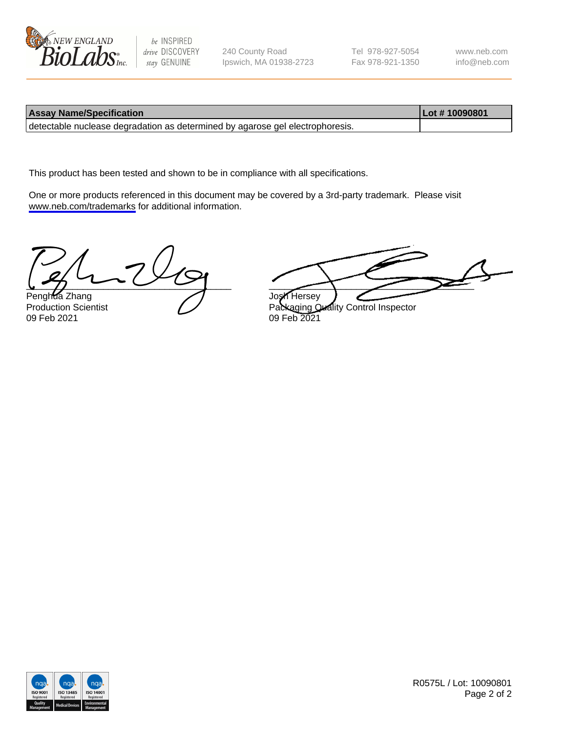| Assay Name/Specification | Lot # 10090801 |
|---|---|
| detectable nuclease degradation as determined by agarose gel electrophoresis. | |

This product has been tested and shown to be in compliance with all specifications.

One or more products referenced in this document may be covered by a 3rd-party trademark. Please visit www.neb.com/trademarks for additional information.

Penghua Zhang
Production Scientist
09 Feb 2021

Josh Hersey
Packaging Quality Control Inspector
09 Feb 2021

R0575L / Lot: 10090801